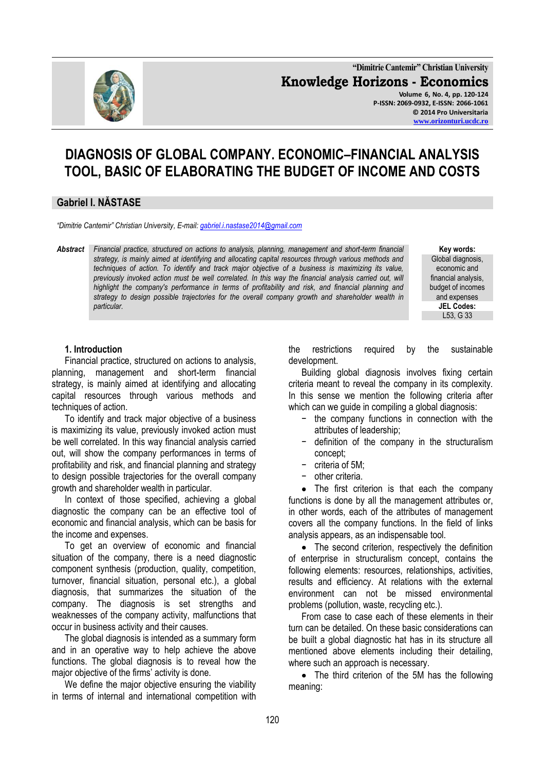# DIAGNOSIS OF GLOBAL COMPANY. ECONOMIC–FINANCIAL ANALYSIS TOOL, BASIC OF ELABORATING THE BUDGET OF INCOME AND COSTS

## Gabriel I. NĂSTASE

*"Dimitrie Cantemir" Christian University, E-mail: gabriel.i.nastase2014@gmail.com*

***Abstract*** *Financial practice, structured on actions to analysis, planning, management and short-term financial strategy, is mainly aimed at identifying and allocating capital resources through various methods and techniques of action. To identify and track major objective of a business is maximizing its value, previously invoked action must be well correlated. In this way the financial analysis carried out, will highlight the company's performance in terms of profitability and risk, and financial planning and strategy to design possible trajectories for the overall company growth and shareholder wealth in particular.*

**Key words:** Global diagnosis, economic and financial analysis, budget of incomes and expenses

**JEL Codes:** L53, G 33

### 1. Introduction

Financial practice, structured on actions to analysis, planning, management and short-term financial strategy, is mainly aimed at identifying and allocating capital resources through various methods and techniques of action.

To identify and track major objective of a business is maximizing its value, previously invoked action must be well correlated. In this way financial analysis carried out, will show the company performances in terms of profitability and risk, and financial planning and strategy to design possible trajectories for the overall company growth and shareholder wealth in particular.

In context of those specified, achieving a global diagnostic the company can be an effective tool of economic and financial analysis, which can be basis for the income and expenses.

To get an overview of economic and financial situation of the company, there is a need diagnostic component synthesis (production, quality, competition, turnover, financial situation, personal etc.), a global diagnosis, that summarizes the situation of the company. The diagnosis is set strengths and weaknesses of the company activity, malfunctions that occur in business activity and their causes.

The global diagnosis is intended as a summary form and in an operative way to help achieve the above functions. The global diagnosis is to reveal how the major objective of the firms' activity is done.

We define the major objective ensuring the viability in terms of internal and international competition with the restrictions required by the sustainable development.

Building global diagnosis involves fixing certain criteria meant to reveal the company in its complexity. In this sense we mention the following criteria after which can we guide in compiling a global diagnosis:

- the company functions in connection with the attributes of leadership;
- definition of the company in the structuralism concept;
- criteria of 5M;
- other criteria.

- The first criterion is that each the company functions is done by all the management attributes or, in other words, each of the attributes of management covers all the company functions. In the field of links analysis appears, as an indispensable tool.
- The second criterion, respectively the definition of enterprise in structuralism concept, contains the following elements: resources, relationships, activities, results and efficiency. At relations with the external environment can not be missed environmental problems (pollution, waste, recycling etc.).

From case to case each of these elements in their turn can be detailed. On these basic considerations can be built a global diagnostic hat has in its structure all mentioned above elements including their detailing, where such an approach is necessary.

- The third criterion of the 5M has the following meaning: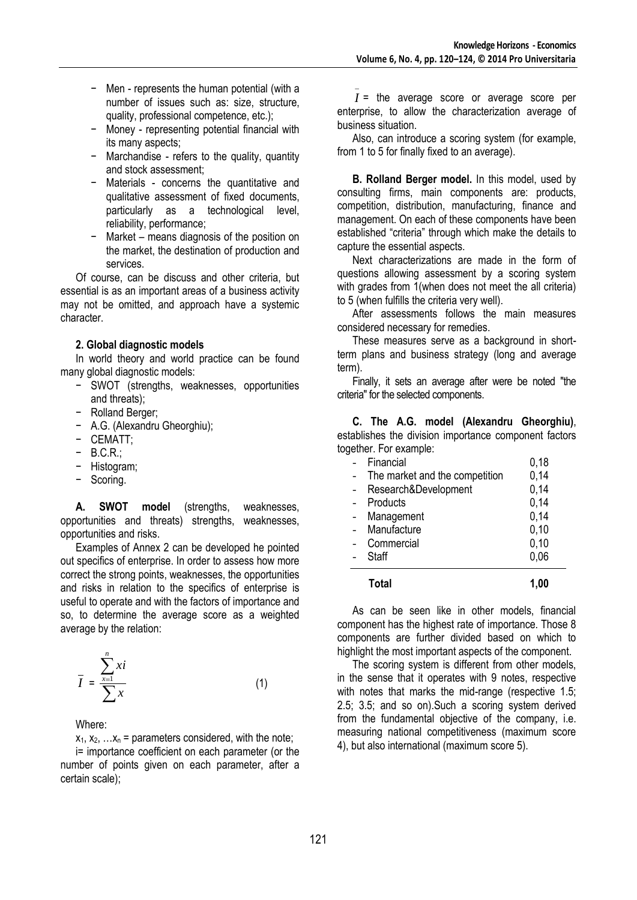- Men - represents the human potential (with a number of issues such as: size, structure, quality, professional competence, etc.);
- Money - representing potential financial with its many aspects;
- Marchandise - refers to the quality, quantity and stock assessment;
- Materials - concerns the quantitative and qualitative assessment of fixed documents, particularly as a technological level, reliability, performance;
- Market – means diagnosis of the position on the market, the destination of production and services.

Of course, can be discuss and other criteria, but essential is as an important areas of a business activity may not be omitted, and approach have a systemic character.

## 2. Global diagnostic models

In world theory and world practice can be found many global diagnostic models:

- SWOT (strengths, weaknesses, opportunities and threats);
- Rolland Berger;
- A.G. (Alexandru Gheorghiu);
- CEMATT;
- B.C.R.;
- Histogram;
- Scoring.

**A. SWOT model** (strengths, weaknesses, opportunities and threats) strengths, weaknesses, opportunities and risks.

Examples of Annex 2 can be developed he pointed out specifics of enterprise. In order to assess how more correct the strong points, weaknesses, the opportunities and risks in relation to the specifics of enterprise is useful to operate and with the factors of importance and so, to determine the average score as a weighted average by the relation:

$$\bar{I} = \frac{\sum_{x=1}^{n} xi}{\sum x} \qquad (1)$$

Where:

$x_1, x_2, \ldots x_n$ = parameters considered, with the note;

i= importance coefficient on each parameter (or the number of points given on each parameter, after a certain scale);

$\bar{I}$ = the average score or average score per enterprise, to allow the characterization average of business situation.

Also, can introduce a scoring system (for example, from 1 to 5 for finally fixed to an average).

**B. Rolland Berger model.** In this model, used by consulting firms, main components are: products, competition, distribution, manufacturing, finance and management. On each of these components have been established "criteria" through which make the details to capture the essential aspects.

Next characterizations are made in the form of questions allowing assessment by a scoring system with grades from 1(when does not meet the all criteria) to 5 (when fulfills the criteria very well).

After assessments follows the main measures considered necessary for remedies.

These measures serve as a background in short-term plans and business strategy (long and average term).

Finally, it sets an average after were be noted "the criteria" for the selected components.

**C. The A.G. model (Alexandru Gheorghiu)**, establishes the division importance component factors together. For example:

| Component | Importance |
|---|---|
| - Financial | 0,18 |
| - The market and the competition | 0,14 |
| - Research&Development | 0,14 |
| - Products | 0,14 |
| - Management | 0,14 |
| - Manufacture | 0,10 |
| - Commercial | 0,10 |
| - Staff | 0,06 |
| **Total** | **1,00** |

As can be seen like in other models, financial component has the highest rate of importance. Those 8 components are further divided based on which to highlight the most important aspects of the component.

The scoring system is different from other models, in the sense that it operates with 9 notes, respective with notes that marks the mid-range (respective 1.5; 2.5; 3.5; and so on).Such a scoring system derived from the fundamental objective of the company, i.e. measuring national competitiveness (maximum score 4), but also international (maximum score 5).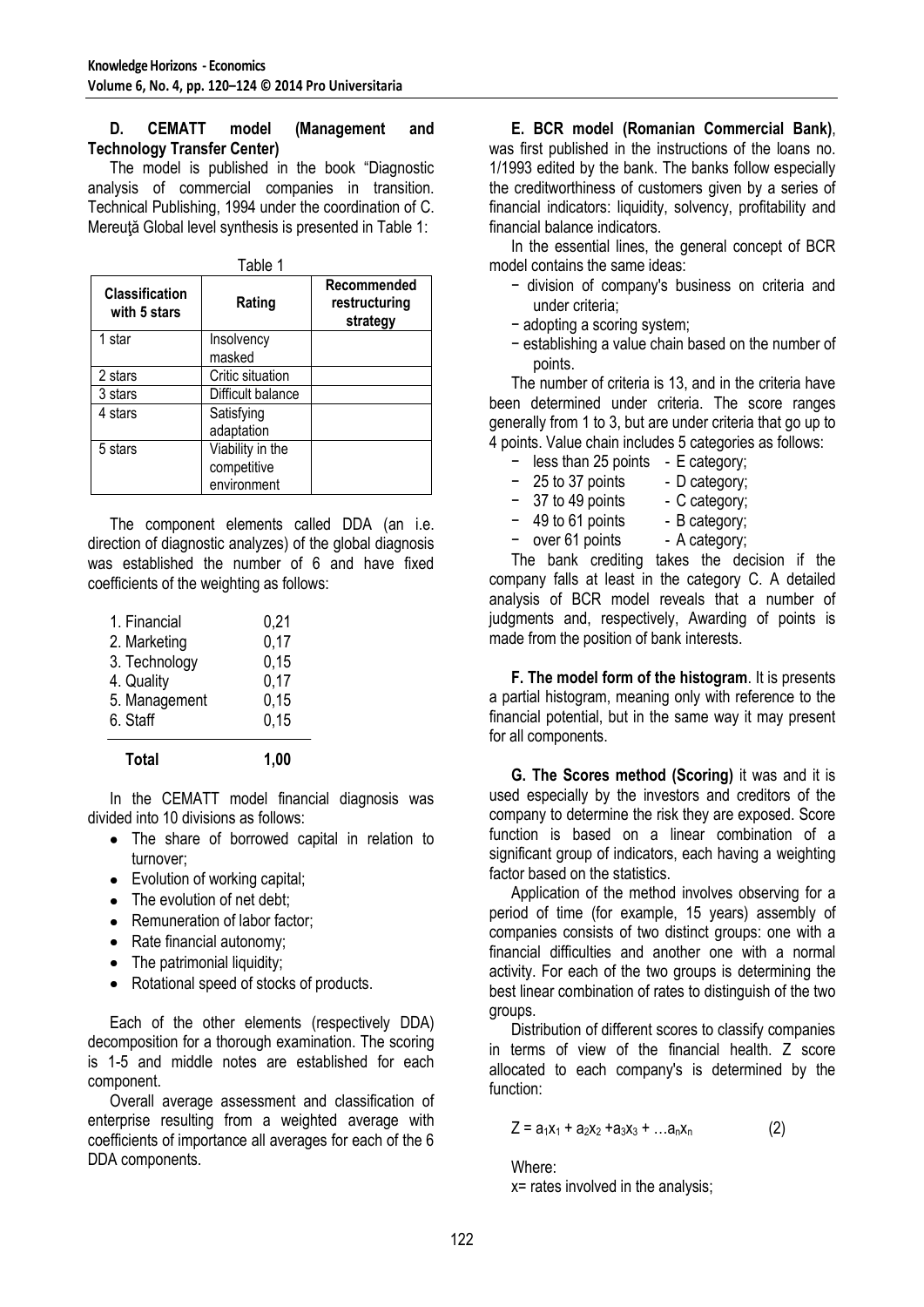**D. CEMATT model (Management and Technology Transfer Center)**

The model is published in the book "Diagnostic analysis of commercial companies in transition. Technical Publishing, 1994 under the coordination of C. Mereuţă Global level synthesis is presented in Table 1:

Table 1

| Classification with 5 stars | Rating | Recommended restructuring strategy |
|---|---|---|
| 1 star | Insolvency masked | |
| 2 stars | Critic situation | |
| 3 stars | Difficult balance | |
| 4 stars | Satisfying adaptation | |
| 5 stars | Viability in the competitive environment | |

The component elements called DDA (an i.e. direction of diagnostic analyzes) of the global diagnosis was established the number of 6 and have fixed coefficients of the weighting as follows:

| | |
|---|---|
| 1. Financial | 0,21 |
| 2. Marketing | 0,17 |
| 3. Technology | 0,15 |
| 4. Quality | 0,17 |
| 5. Management | 0,15 |
| 6. Staff | 0,15 |
| **Total** | **1,00** |

In the CEMATT model financial diagnosis was divided into 10 divisions as follows:

- The share of borrowed capital in relation to turnover;
- Evolution of working capital;
- The evolution of net debt;
- Remuneration of labor factor;
- Rate financial autonomy;
- The patrimonial liquidity;
- Rotational speed of stocks of products.

Each of the other elements (respectively DDA) decomposition for a thorough examination. The scoring is 1-5 and middle notes are established for each component.

Overall average assessment and classification of enterprise resulting from a weighted average with coefficients of importance all averages for each of the 6 DDA components.

**E. BCR model (Romanian Commercial Bank)**, was first published in the instructions of the loans no. 1/1993 edited by the bank. The banks follow especially the creditworthiness of customers given by a series of financial indicators: liquidity, solvency, profitability and financial balance indicators.

In the essential lines, the general concept of BCR model contains the same ideas:

- division of company's business on criteria and under criteria;
- adopting a scoring system;
- establishing a value chain based on the number of points.

The number of criteria is 13, and in the criteria have been determined under criteria. The score ranges generally from 1 to 3, but are under criteria that go up to 4 points. Value chain includes 5 categories as follows:

- less than 25 points - E category;
- 25 to 37 points - D category;
- 37 to 49 points - C category;
- 49 to 61 points - B category;
- over 61 points - A category;

The bank crediting takes the decision if the company falls at least in the category C. A detailed analysis of BCR model reveals that a number of judgments and, respectively, Awarding of points is made from the position of bank interests.

**F. The model form of the histogram**. It is presents a partial histogram, meaning only with reference to the financial potential, but in the same way it may present for all components.

**G. The Scores method (Scoring)** it was and it is used especially by the investors and creditors of the company to determine the risk they are exposed. Score function is based on a linear combination of a significant group of indicators, each having a weighting factor based on the statistics.

Application of the method involves observing for a period of time (for example, 15 years) assembly of companies consists of two distinct groups: one with a financial difficulties and another one with a normal activity. For each of the two groups is determining the best linear combination of rates to distinguish of the two groups.

Distribution of different scores to classify companies in terms of view of the financial health. Z score allocated to each company's is determined by the function:

$$Z = a_1x_1 + a_2x_2 + a_3x_3 + \ldots a_nx_n \quad (2)$$

Where:

x= rates involved in the analysis;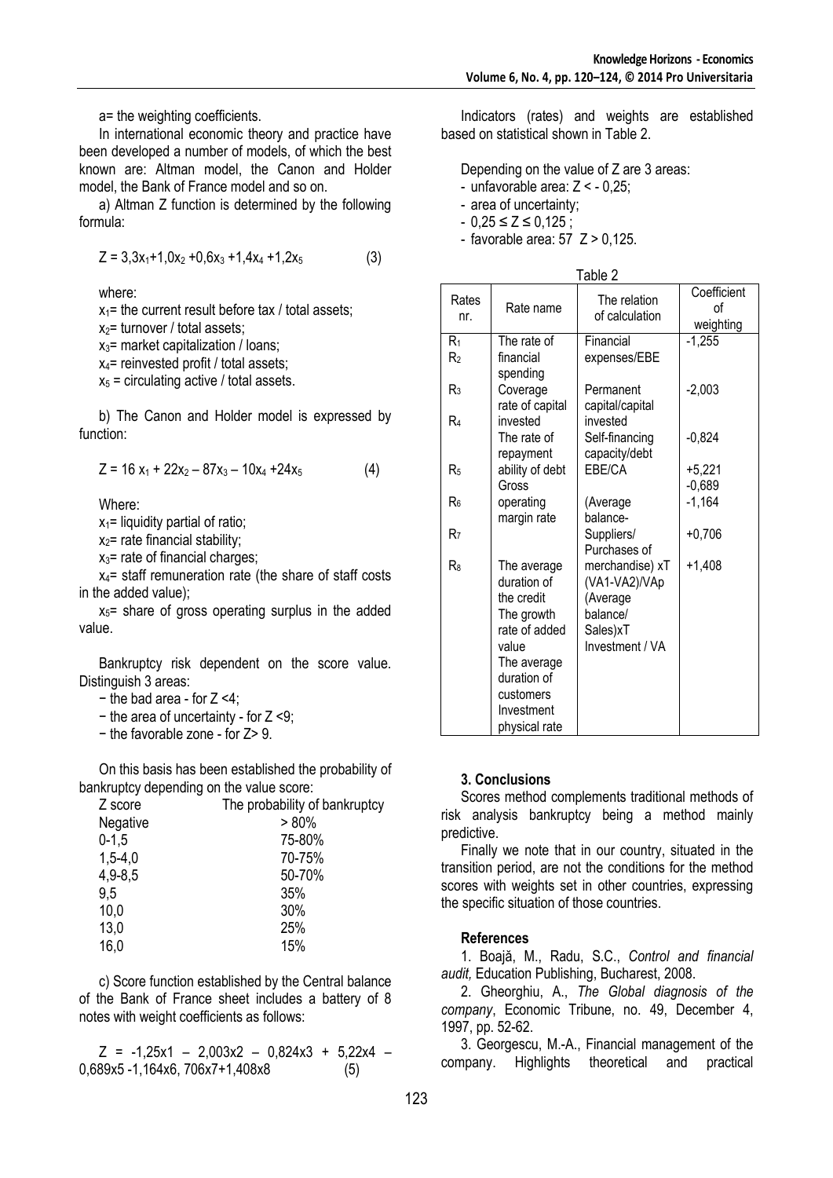a= the weighting coefficients.

In international economic theory and practice have been developed a number of models, of which the best known are: Altman model, the Canon and Holder model, the Bank of France model and so on.

a) Altman Z function is determined by the following formula:

$$Z = 3{,}3x_1 + 1{,}0x_2 + 0{,}6x_3 + 1{,}4x_4 + 1{,}2x_5 \qquad (3)$$

where:

$x_1$= the current result before tax / total assets;
$x_2$= turnover / total assets;
$x_3$= market capitalization / loans;
$x_4$= reinvested profit / total assets;
$x_5$ = circulating active / total assets.

b) The Canon and Holder model is expressed by function:

$$Z = 16\,x_1 + 22x_2 - 87x_3 - 10x_4 + 24x_5 \qquad (4)$$

Where:

$x_1$= liquidity partial of ratio;
$x_2$= rate financial stability;
$x_3$= rate of financial charges;
$x_4$= staff remuneration rate (the share of staff costs in the added value);
$x_5$= share of gross operating surplus in the added value.

Bankruptcy risk dependent on the score value. Distinguish 3 areas:

− the bad area - for Z <4;
− the area of uncertainty - for Z <9;
− the favorable zone - for Z> 9.

On this basis has been established the probability of bankruptcy depending on the value score:

| Z score | The probability of bankruptcy |
|---|---|
| Negative | > 80% |
| 0-1,5 | 75-80% |
| 1,5-4,0 | 70-75% |
| 4,9-8,5 | 50-70% |
| 9,5 | 35% |
| 10,0 | 30% |
| 13,0 | 25% |
| 16,0 | 15% |

c) Score function established by the Central balance of the Bank of France sheet includes a battery of 8 notes with weight coefficients as follows:

$$Z = -1{,}25x1 - 2{,}003x2 - 0{,}824x3 + 5{,}22x4 - 0{,}689x5 -1{,}164x6,\ 706x7+1{,}408x8 \qquad (5)$$

Indicators (rates) and weights are established based on statistical shown in Table 2.

Depending on the value of Z are 3 areas:

- unfavorable area: Z < - 0,25;
- area of uncertainty;
- 0,25 ≤ Z ≤ 0,125 ;
- favorable area: 57 Z > 0,125.

Table 2

| Rates nr. | Rate name | The relation of calculation | Coefficient of weighting |
|---|---|---|---|
| $R_1$ | The rate of financial spending | Financial expenses/EBE | -1,255 |
| $R_2$ | Coverage rate of capital invested | Permanent capital/capital invested | -2,003 |
| $R_3$ | The rate of repayment ability of debt | Self-financing capacity/debt | -0,824 |
| $R_4$ | Gross operating margin rate | EBE/CA | +5,221 |
| $R_5$ | The average duration of the credit | (Average balance-Suppliers/ Purchases of merchandise) xT | -0,689 |
| $R_6$ | The growth rate of added value | (VA1-VA2)/VAp | -1,164 |
| $R_7$ | The average duration of customers | (Average balance/ Sales)xT | +0,706 |
| $R_8$ | Investment physical rate | Investment / VA | +1,408 |

## 3. Conclusions

Scores method complements traditional methods of risk analysis bankruptcy being a method mainly predictive.

Finally we note that in our country, situated in the transition period, are not the conditions for the method scores with weights set in other countries, expressing the specific situation of those countries.

## References

1. Boajă, M., Radu, S.C., *Control and financial audit,* Education Publishing, Bucharest, 2008.
2. Gheorghiu, A., *The Global diagnosis of the company*, Economic Tribune, no. 49, December 4, 1997, pp. 52-62.
3. Georgescu, M.-A., Financial management of the company. Highlights theoretical and practical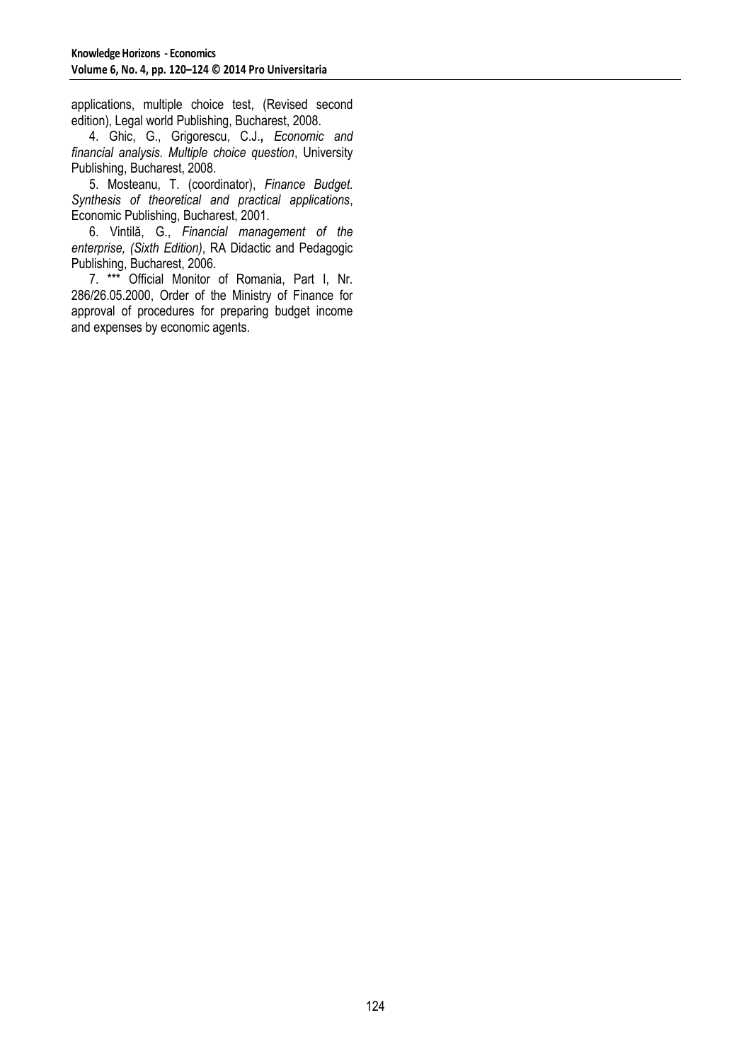applications, multiple choice test, (Revised second edition), Legal world Publishing, Bucharest, 2008.

4. Ghic, G., Grigorescu, C.J., *Economic and financial analysis. Multiple choice question*, University Publishing, Bucharest, 2008.

5. Mosteanu, T. (coordinator), *Finance Budget. Synthesis of theoretical and practical applications*, Economic Publishing, Bucharest, 2001.

6. Vintilă, G., *Financial management of the enterprise, (Sixth Edition)*, RA Didactic and Pedagogic Publishing, Bucharest, 2006.

7. *** Official Monitor of Romania, Part I, Nr. 286/26.05.2000, Order of the Ministry of Finance for approval of procedures for preparing budget income and expenses by economic agents.